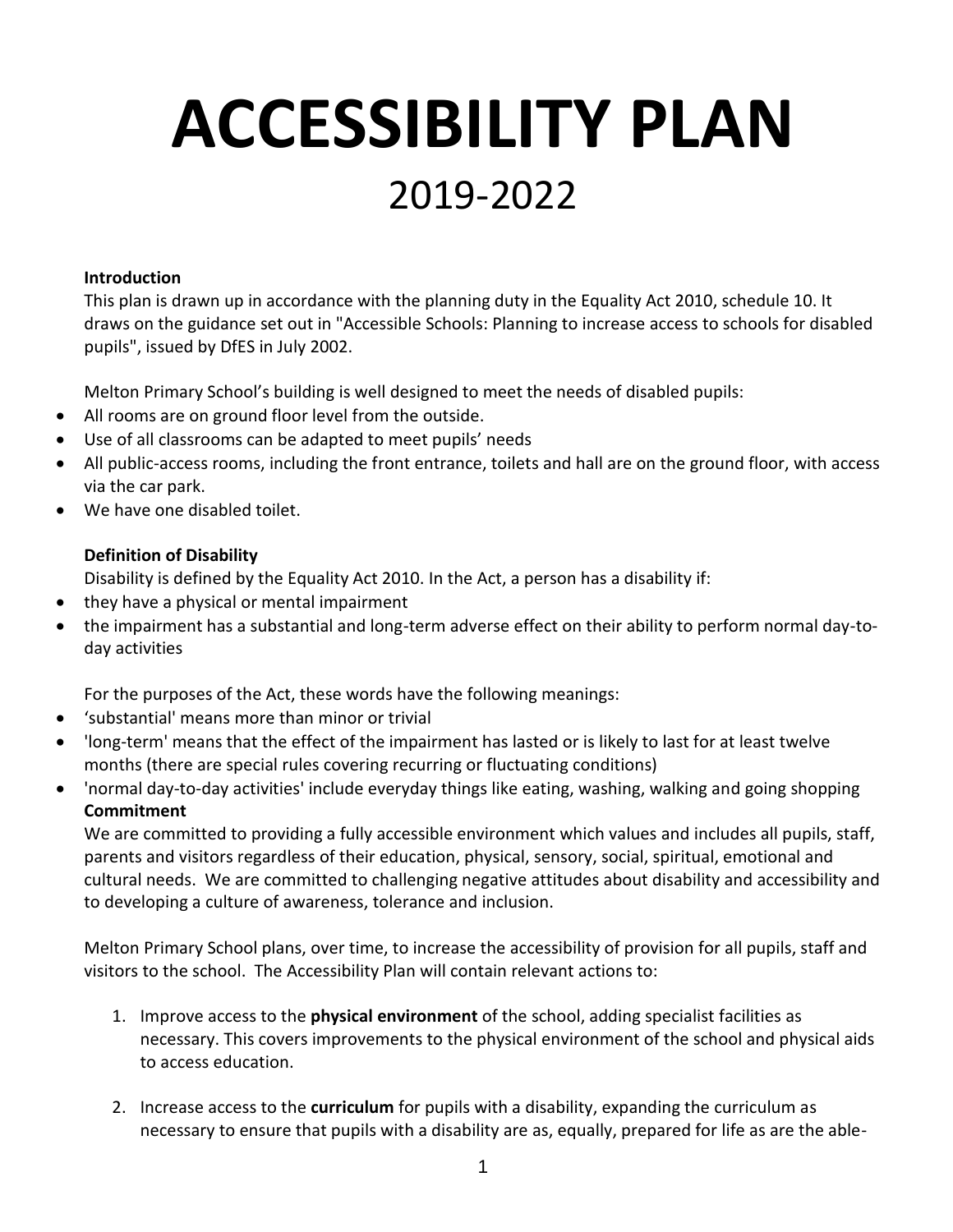# ACCESSIBILITY PLAN

## 2019-2022

### Introduction

This plan is drawn up in accordance with the planning duty in the Equality Act 2010, schedule 10. It draws on the guidance set out in "Accessible Schools: Planning to increase access to schools for disabled pupils", issued by DfES in July 2002.

Melton Primary School's building is well designed to meet the needs of disabled pupils:

- All rooms are on ground floor level from the outside.
- Use of all classrooms can be adapted to meet pupils' needs
- All public-access rooms, including the front entrance, toilets and hall are on the ground floor, with access via the car park.
- We have one disabled toilet.

### Definition of Disability

Disability is defined by the Equality Act 2010. In the Act, a person has a disability if:

- they have a physical or mental impairment
- the impairment has a substantial and long-term adverse effect on their ability to perform normal day-to-day activities

For the purposes of the Act, these words have the following meanings:

- 'substantial' means more than minor or trivial
- 'long-term' means that the effect of the impairment has lasted or is likely to last for at least twelve months (there are special rules covering recurring or fluctuating conditions)
- 'normal day-to-day activities' include everyday things like eating, washing, walking and going shopping

### Commitment

We are committed to providing a fully accessible environment which values and includes all pupils, staff, parents and visitors regardless of their education, physical, sensory, social, spiritual, emotional and cultural needs. We are committed to challenging negative attitudes about disability and accessibility and to developing a culture of awareness, tolerance and inclusion.

Melton Primary School plans, over time, to increase the accessibility of provision for all pupils, staff and visitors to the school. The Accessibility Plan will contain relevant actions to:

1. Improve access to the **physical environment** of the school, adding specialist facilities as necessary. This covers improvements to the physical environment of the school and physical aids to access education.

2. Increase access to the **curriculum** for pupils with a disability, expanding the curriculum as necessary to ensure that pupils with a disability are as, equally, prepared for life as are the able-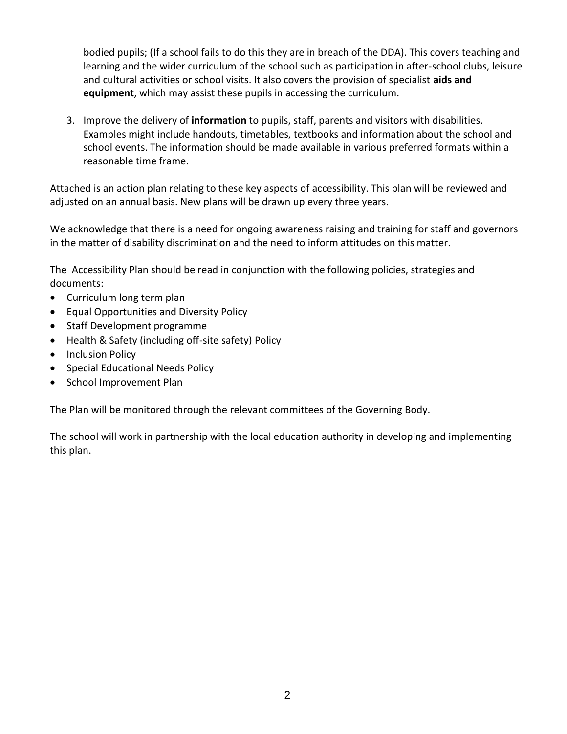bodied pupils; (If a school fails to do this they are in breach of the DDA). This covers teaching and learning and the wider curriculum of the school such as participation in after-school clubs, leisure and cultural activities or school visits. It also covers the provision of specialist **aids and equipment**, which may assist these pupils in accessing the curriculum.

3. Improve the delivery of **information** to pupils, staff, parents and visitors with disabilities. Examples might include handouts, timetables, textbooks and information about the school and school events. The information should be made available in various preferred formats within a reasonable time frame.

Attached is an action plan relating to these key aspects of accessibility. This plan will be reviewed and adjusted on an annual basis. New plans will be drawn up every three years.

We acknowledge that there is a need for ongoing awareness raising and training for staff and governors in the matter of disability discrimination and the need to inform attitudes on this matter.

The Accessibility Plan should be read in conjunction with the following policies, strategies and documents:

- Curriculum long term plan
- Equal Opportunities and Diversity Policy
- Staff Development programme
- Health & Safety (including off-site safety) Policy
- Inclusion Policy
- Special Educational Needs Policy
- School Improvement Plan

The Plan will be monitored through the relevant committees of the Governing Body.

The school will work in partnership with the local education authority in developing and implementing this plan.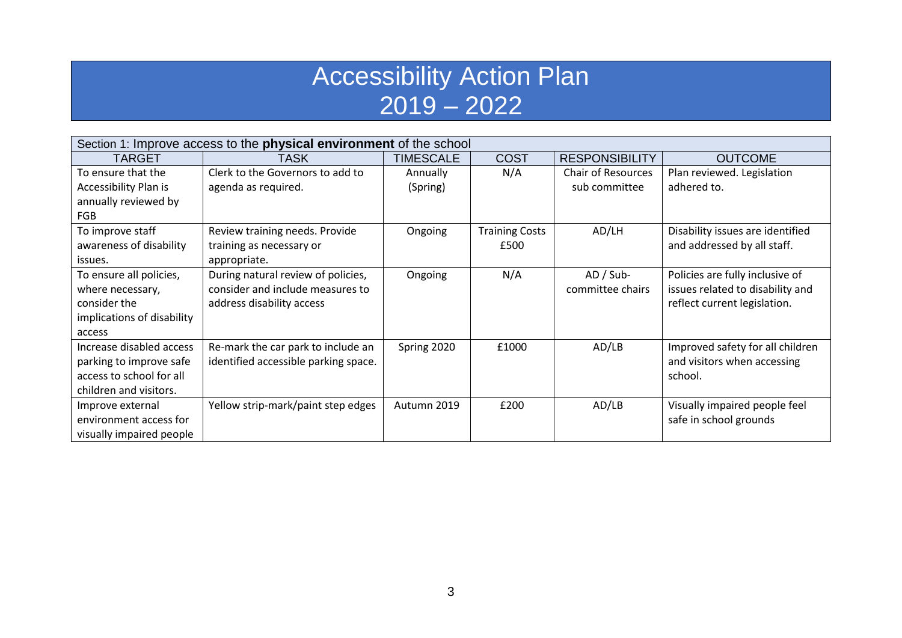# Accessibility Action Plan 2019 – 2022

| Section 1: Improve access to the **physical environment** of the school | | | | | |
|---|---|---|---|---|---|
| TARGET | TASK | TIMESCALE | COST | RESPONSIBILITY | OUTCOME |
| To ensure that the Accessibility Plan is annually reviewed by FGB | Clerk to the Governors to add to agenda as required. | Annually (Spring) | N/A | Chair of Resources sub committee | Plan reviewed. Legislation adhered to. |
| To improve staff awareness of disability issues. | Review training needs. Provide training as necessary or appropriate. | Ongoing | Training Costs £500 | AD/LH | Disability issues are identified and addressed by all staff. |
| To ensure all policies, where necessary, consider the implications of disability access | During natural review of policies, consider and include measures to address disability access | Ongoing | N/A | AD / Sub-committee chairs | Policies are fully inclusive of issues related to disability and reflect current legislation. |
| Increase disabled access parking to improve safe access to school for all children and visitors. | Re-mark the car park to include an identified accessible parking space. | Spring 2020 | £1000 | AD/LB | Improved safety for all children and visitors when accessing school. |
| Improve external environment access for visually impaired people | Yellow strip-mark/paint step edges | Autumn 2019 | £200 | AD/LB | Visually impaired people feel safe in school grounds |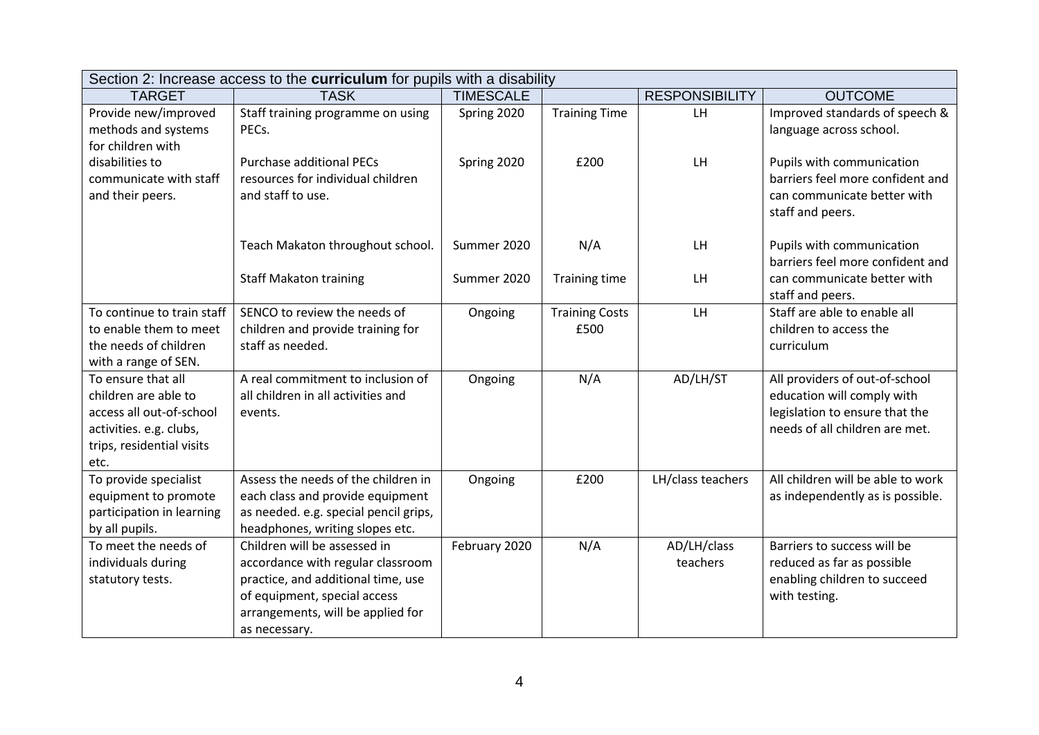| Section 2: Increase access to the **curriculum** for pupils with a disability | | | | | |
|---|---|---|---|---|---|
| TARGET | TASK | TIMESCALE | | RESPONSIBILITY | OUTCOME |
| Provide new/improved methods and systems for children with disabilities to communicate with staff and their peers. | Staff training programme on using PECs. | Spring 2020 | Training Time | LH | Improved standards of speech & language across school. |
| | Purchase additional PECs resources for individual children and staff to use. | Spring 2020 | £200 | LH | Pupils with communication barriers feel more confident and can communicate better with staff and peers. |
| | Teach Makaton throughout school. | Summer 2020 | N/A | LH | Pupils with communication barriers feel more confident and can communicate better with staff and peers. |
| | Staff Makaton training | Summer 2020 | Training time | LH | |
| To continue to train staff to enable them to meet the needs of children with a range of SEN. | SENCO to review the needs of children and provide training for staff as needed. | Ongoing | Training Costs £500 | LH | Staff are able to enable all children to access the curriculum |
| To ensure that all children are able to access all out-of-school activities. e.g. clubs, trips, residential visits etc. | A real commitment to inclusion of all children in all activities and events. | Ongoing | N/A | AD/LH/ST | All providers of out-of-school education will comply with legislation to ensure that the needs of all children are met. |
| To provide specialist equipment to promote participation in learning by all pupils. | Assess the needs of the children in each class and provide equipment as needed. e.g. special pencil grips, headphones, writing slopes etc. | Ongoing | £200 | LH/class teachers | All children will be able to work as independently as is possible. |
| To meet the needs of individuals during statutory tests. | Children will be assessed in accordance with regular classroom practice, and additional time, use of equipment, special access arrangements, will be applied for as necessary. | February 2020 | N/A | AD/LH/class teachers | Barriers to success will be reduced as far as possible enabling children to succeed with testing. |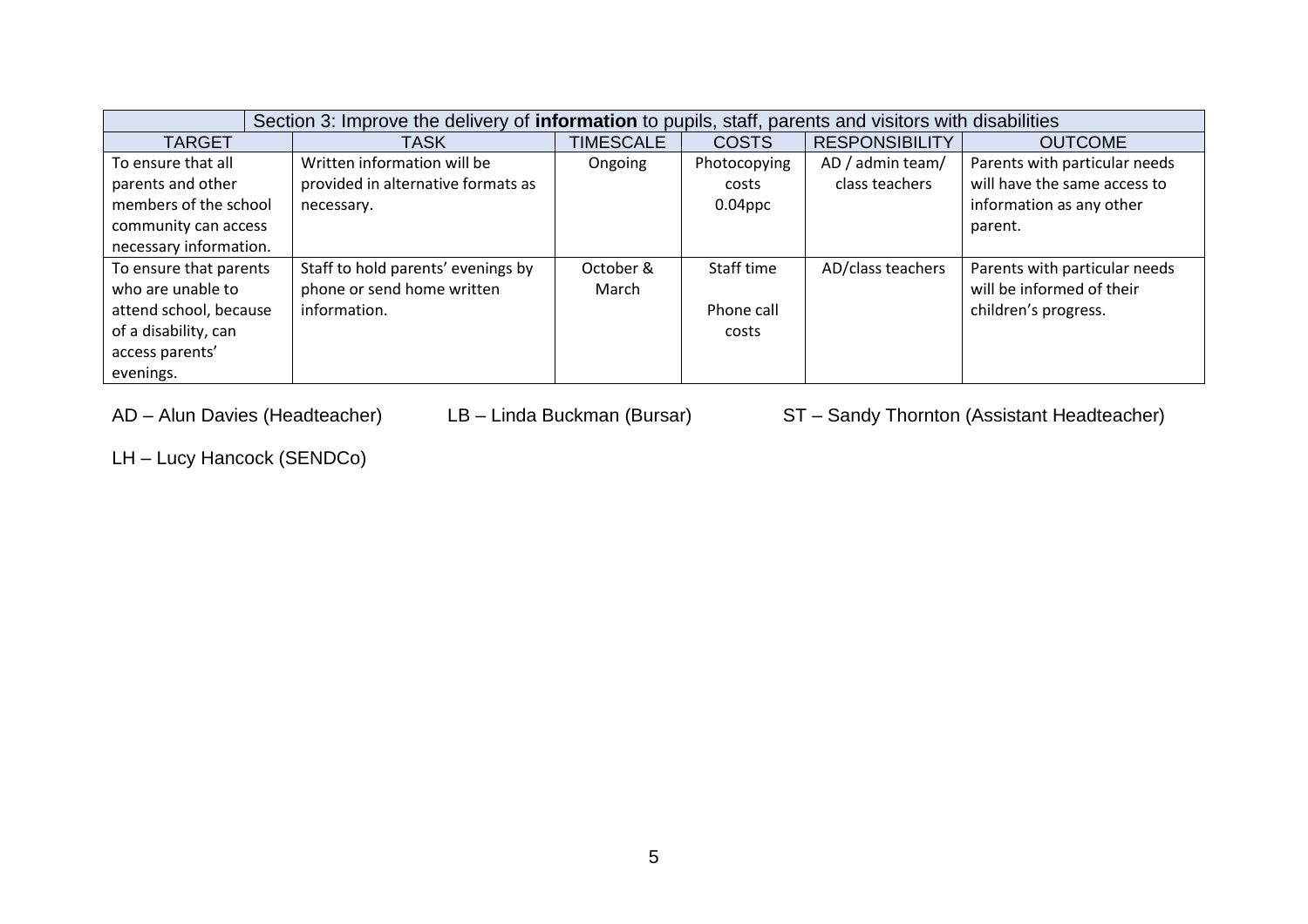| Section 3: Improve the delivery of **information** to pupils, staff, parents and visitors with disabilities | | | | | |
|---|---|---|---|---|---|
| TARGET | TASK | TIMESCALE | COSTS | RESPONSIBILITY | OUTCOME |
| To ensure that all parents and other members of the school community can access necessary information. | Written information will be provided in alternative formats as necessary. | Ongoing | Photocopying costs 0.04ppc | AD / admin team/ class teachers | Parents with particular needs will have the same access to information as any other parent. |
| To ensure that parents who are unable to attend school, because of a disability, can access parents' evenings. | Staff to hold parents' evenings by phone or send home written information. | October & March | Staff time<br><br>Phone call costs | AD/class teachers | Parents with particular needs will be informed of their children's progress. |

AD – Alun Davies (Headteacher)    LB – Linda Buckman (Bursar)    ST – Sandy Thornton (Assistant Headteacher)

LH – Lucy Hancock (SENDCo)